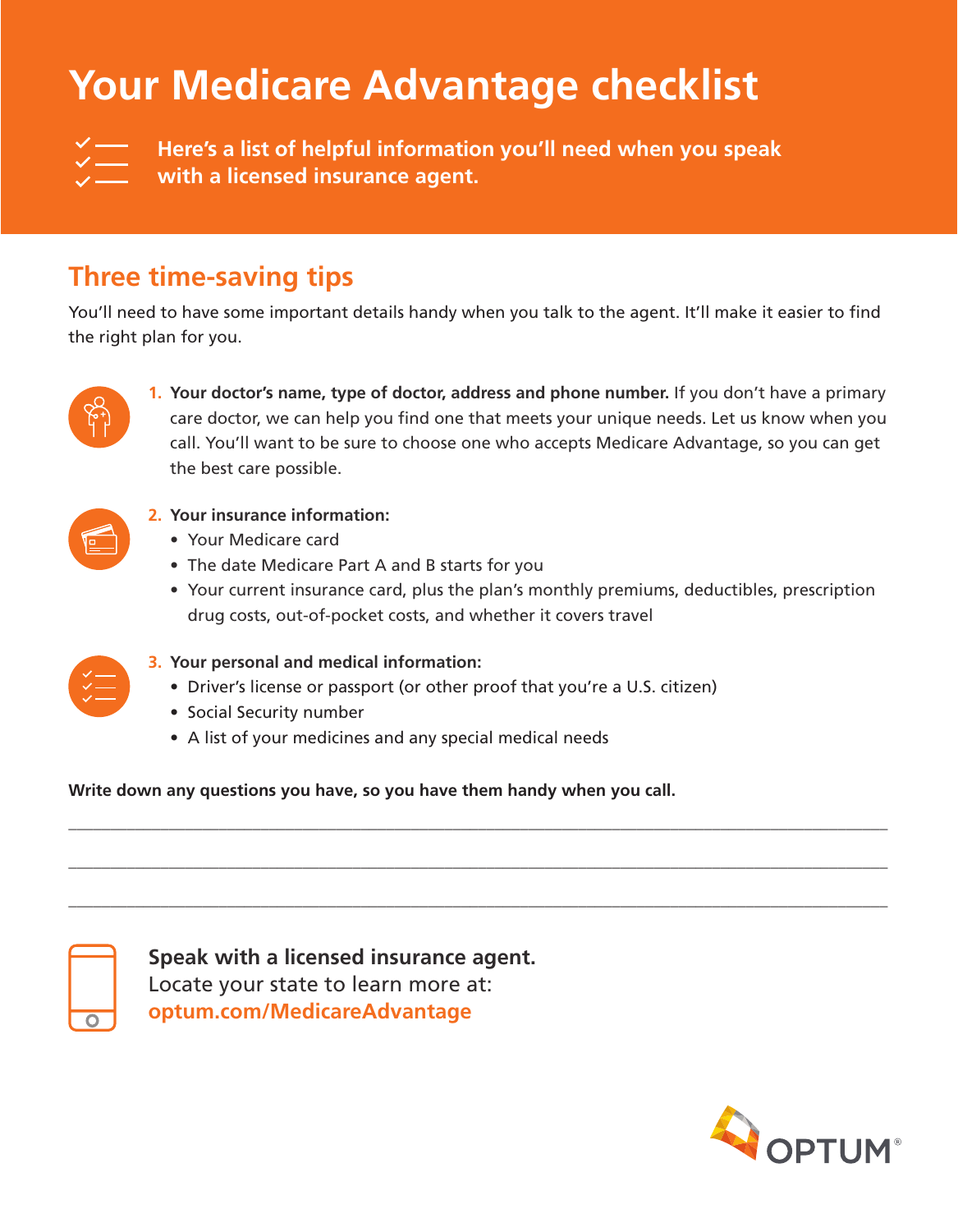# Your Medicare Advantage checklist

**Here's a list of helpful information you'll need when you speak with a licensed insurance agent.**

## Three time-saving tips

You'll need to have some important details handy when you talk to the agent. It'll make it easier to find the right plan for you.

1. **Your doctor's name, type of doctor, address and phone number.** If you don't have a primary care doctor, we can help you find one that meets your unique needs. Let us know when you call. You'll want to be sure to choose one who accepts Medicare Advantage, so you can get the best care possible.

2. **Your insurance information:**
   - Your Medicare card
   - The date Medicare Part A and B starts for you
   - Your current insurance card, plus the plan's monthly premiums, deductibles, prescription drug costs, out-of-pocket costs, and whether it covers travel

3. **Your personal and medical information:**
   - Driver's license or passport (or other proof that you're a U.S. citizen)
   - Social Security number
   - A list of your medicines and any special medical needs

**Write down any questions you have, so you have them handy when you call.**

\_\_\_\_\_\_\_\_\_\_\_\_\_\_\_\_\_\_\_\_\_\_\_\_\_\_\_\_\_\_\_\_\_\_\_\_\_\_\_\_\_\_\_\_\_\_\_\_\_\_\_\_\_\_\_\_\_\_\_\_

\_\_\_\_\_\_\_\_\_\_\_\_\_\_\_\_\_\_\_\_\_\_\_\_\_\_\_\_\_\_\_\_\_\_\_\_\_\_\_\_\_\_\_\_\_\_\_\_\_\_\_\_\_\_\_\_\_\_\_\_

\_\_\_\_\_\_\_\_\_\_\_\_\_\_\_\_\_\_\_\_\_\_\_\_\_\_\_\_\_\_\_\_\_\_\_\_\_\_\_\_\_\_\_\_\_\_\_\_\_\_\_\_\_\_\_\_\_\_\_\_

**Speak with a licensed insurance agent.**
Locate your state to learn more at:
**optum.com/MedicareAdvantage**

OPTUM®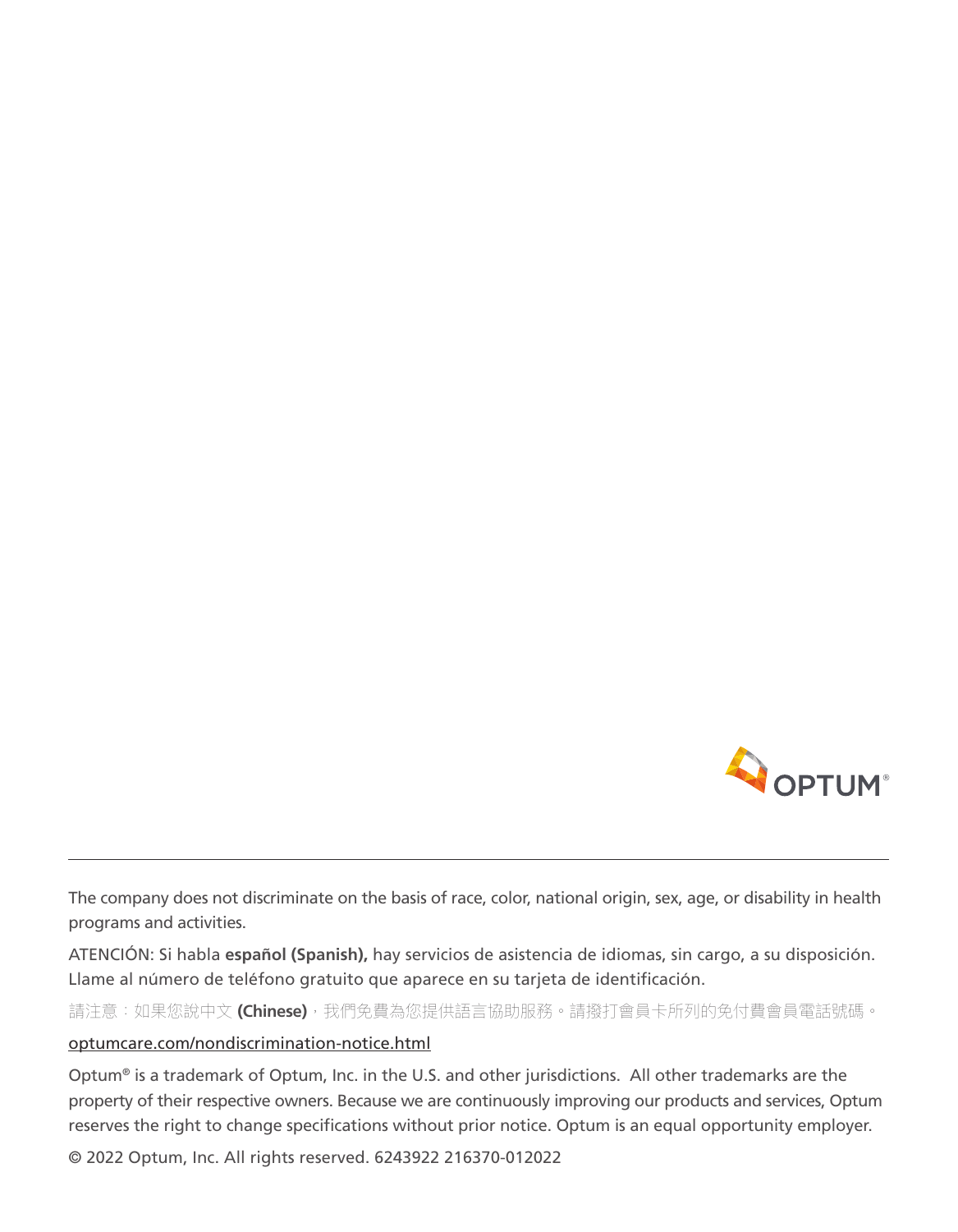OPTUM®

---

The company does not discriminate on the basis of race, color, national origin, sex, age, or disability in health programs and activities.

ATENCIÓN: Si habla **español (Spanish),** hay servicios de asistencia de idiomas, sin cargo, a su disposición. Llame al número de teléfono gratuito que aparece en su tarjeta de identificación.

請注意：如果您說中文 **(Chinese)**，我們免費為您提供語言協助服務。請撥打會員卡所列的免付費會員電話號碼。

optumcare.com/nondiscrimination-notice.html

Optum® is a trademark of Optum, Inc. in the U.S. and other jurisdictions. All other trademarks are the property of their respective owners. Because we are continuously improving our products and services, Optum reserves the right to change specifications without prior notice. Optum is an equal opportunity employer.

© 2022 Optum, Inc. All rights reserved. 6243922 216370-012022